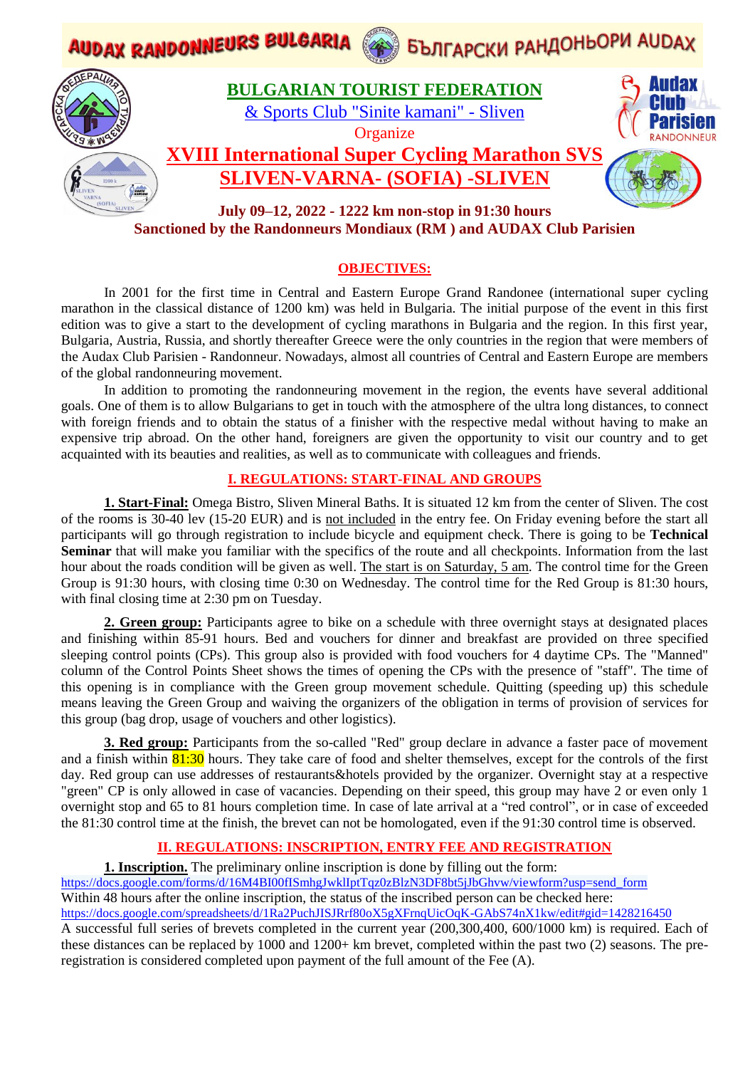AUDAX RANDONNEURS BULGARIA БЪЛГАРСКИ РАНДОНЬОРИ AUDAX

# BULGARIAN TOURIST FEDERATION

& Sports Club "Sinite kamani" - Sliven

Organize

# XVIII International Super Cycling Marathon SVS

# SLIVEN-VARNA- (SOFIA) -SLIVEN

**July 09–12, 2022 - 1222 km non-stop in 91:30 hours**

**Sanctioned by the Randonneurs Mondiaux (RM ) and AUDAX Club Parisien**

## OBJECTIVES:

In 2001 for the first time in Central and Eastern Europe Grand Randonee (international super cycling marathon in the classical distance of 1200 km) was held in Bulgaria. The initial purpose of the event in this first edition was to give a start to the development of cycling marathons in Bulgaria and the region. In this first year, Bulgaria, Austria, Russia, and shortly thereafter Greece were the only countries in the region that were members of the Audax Club Parisien - Randonneur. Nowadays, almost all countries of Central and Eastern Europe are members of the global randonneuring movement.

In addition to promoting the randonneuring movement in the region, the events have several additional goals. One of them is to allow Bulgarians to get in touch with the atmosphere of the ultra long distances, to connect with foreign friends and to obtain the status of a finisher with the respective medal without having to make an expensive trip abroad. On the other hand, foreigners are given the opportunity to visit our country and to get acquainted with its beauties and realities, as well as to communicate with colleagues and friends.

## I. REGULATIONS: START-FINAL AND GROUPS

**1. Start-Final:** Omega Bistro, Sliven Mineral Baths. It is situated 12 km from the center of Sliven. The cost of the rooms is 30-40 lev (15-20 EUR) and is not included in the entry fee. On Friday evening before the start all participants will go through registration to include bicycle and equipment check. There is going to be **Technical Seminar** that will make you familiar with the specifics of the route and all checkpoints. Information from the last hour about the roads condition will be given as well. The start is on Saturday, 5 am. The control time for the Green Group is 91:30 hours, with closing time 0:30 on Wednesday. The control time for the Red Group is 81:30 hours, with final closing time at 2:30 pm on Tuesday.

**2. Green group:** Participants agree to bike on a schedule with three overnight stays at designated places and finishing within 85-91 hours. Bed and vouchers for dinner and breakfast are provided on three specified sleeping control points (CPs). This group also is provided with food vouchers for 4 daytime CPs. The "Manned" column of the Control Points Sheet shows the times of opening the CPs with the presence of "staff". The time of this opening is in compliance with the Green group movement schedule. Quitting (speeding up) this schedule means leaving the Green Group and waiving the organizers of the obligation in terms of provision of services for this group (bag drop, usage of vouchers and other logistics).

**3. Red group:** Participants from the so-called "Red" group declare in advance a faster pace of movement and a finish within 81:30 hours. They take care of food and shelter themselves, except for the controls of the first day. Red group can use addresses of restaurants&hotels provided by the organizer. Overnight stay at a respective "green" CP is only allowed in case of vacancies. Depending on their speed, this group may have 2 or even only 1 overnight stop and 65 to 81 hours completion time. In case of late arrival at a “red control”, or in case of exceeded the 81:30 control time at the finish, the brevet can not be homologated, even if the 91:30 control time is observed.

## II. REGULATIONS: INSCRIPTION, ENTRY FEE AND REGISTRATION

**1. Inscription.** The preliminary online inscription is done by filling out the form:
https://docs.google.com/forms/d/16M4BI00fISmhgJwklIptTqz0zBlzN3DF8bt5jJbGhvw/viewform?usp=send_form
Within 48 hours after the online inscription, the status of the inscribed person can be checked here:
https://docs.google.com/spreadsheets/d/1Ra2PuchJISJRrf80oX5gXFrnqUicOqK-GAbS74nX1kw/edit#gid=1428216450
A successful full series of brevets completed in the current year (200,300,400, 600/1000 km) is required. Each of these distances can be replaced by 1000 and 1200+ km brevet, completed within the past two (2) seasons. The pre-registration is considered completed upon payment of the full amount of the Fee (A).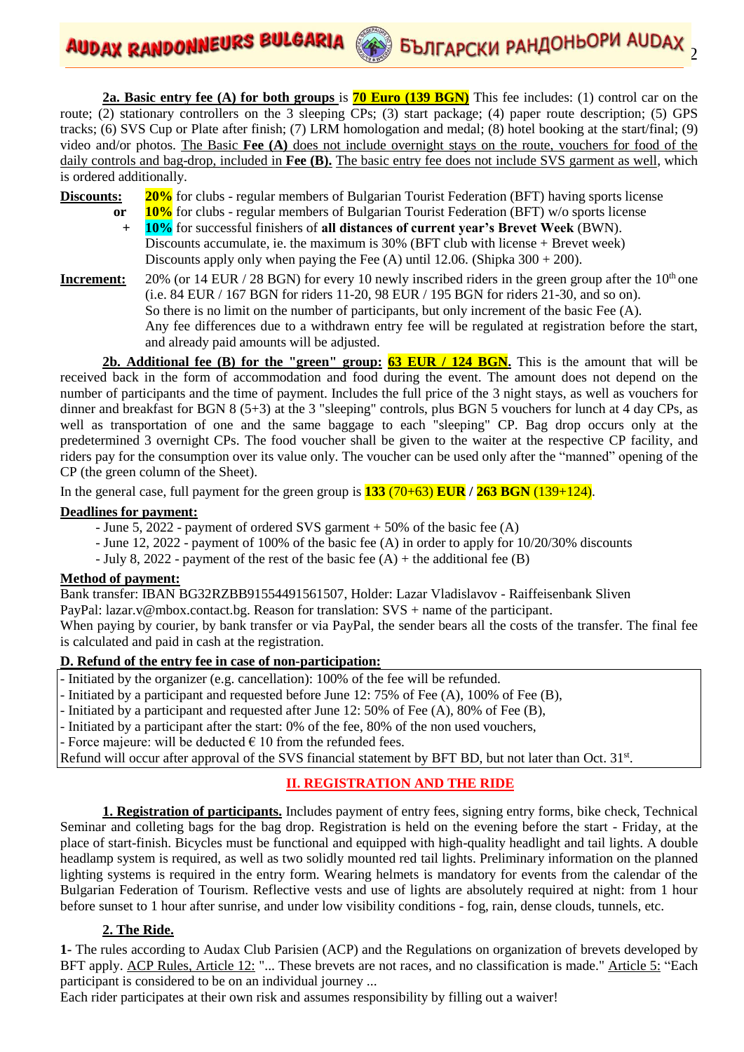**2a. Basic entry fee (A) for both groups** is **70 Euro (139 BGN)** This fee includes: (1) control car on the route; (2) stationary controllers on the 3 sleeping CPs; (3) start package; (4) paper route description; (5) GPS tracks; (6) SVS Cup or Plate after finish; (7) LRM homologation and medal; (8) hotel booking at the start/final; (9) video and/or photos. The Basic **Fee (A)** does not include overnight stays on the route, vouchers for food of the daily controls and bag-drop, included in **Fee (B).** The basic entry fee does not include SVS garment as well, which is ordered additionally.

**Discounts:** **20%** for clubs - regular members of Bulgarian Tourist Federation (BFT) having sports license
**or** **10%** for clubs - regular members of Bulgarian Tourist Federation (BFT) w/o sports license
**+** **10%** for successful finishers of **all distances of current year's Brevet Week** (BWN).
Discounts accumulate, ie. the maximum is 30% (BFT club with license + Brevet week)
Discounts apply only when paying the Fee (A) until 12.06. (Shipka 300 + 200).

**Increment:** 20% (or 14 EUR / 28 BGN) for every 10 newly inscribed riders in the green group after the 10th one (i.e. 84 EUR / 167 BGN for riders 11-20, 98 EUR / 195 BGN for riders 21-30, and so on).
So there is no limit on the number of participants, but only increment of the basic Fee (A).
Any fee differences due to a withdrawn entry fee will be regulated at registration before the start, and already paid amounts will be adjusted.

**2b. Additional fee (B) for the "green" group:** **63 EUR / 124 BGN.** This is the amount that will be received back in the form of accommodation and food during the event. The amount does not depend on the number of participants and the time of payment. Includes the full price of the 3 night stays, as well as vouchers for dinner and breakfast for BGN 8 (5+3) at the 3 "sleeping" controls, plus BGN 5 vouchers for lunch at 4 day CPs, as well as transportation of one and the same baggage to each "sleeping" CP. Bag drop occurs only at the predetermined 3 overnight CPs. The food voucher shall be given to the waiter at the respective CP facility, and riders pay for the consumption over its value only. The voucher can be used only after the "manned" opening of the CP (the green column of the Sheet).

In the general case, full payment for the green group is **133** (70+63) **EUR** / **263 BGN** (139+124).

**Deadlines for payment:**

- June 5, 2022 - payment of ordered SVS garment + 50% of the basic fee (A)
- June 12, 2022 - payment of 100% of the basic fee (A) in order to apply for 10/20/30% discounts
- July 8, 2022 - payment of the rest of the basic fee (A) + the additional fee (B)

**Method of payment:**

Bank transfer: IBAN BG32RZBB91554491561507, Holder: Lazar Vladislavov - Raiffeisenbank Sliven
PayPal: lazar.v@mbox.contact.bg. Reason for translation: SVS + name of the participant.
When paying by courier, by bank transfer or via PayPal, the sender bears all the costs of the transfer. The final fee is calculated and paid in cash at the registration.

**D. Refund of the entry fee in case of non-participation:**

- Initiated by the organizer (e.g. cancellation): 100% of the fee will be refunded.
- Initiated by a participant and requested before June 12: 75% of Fee (A), 100% of Fee (B),
- Initiated by a participant and requested after June 12: 50% of Fee (A), 80% of Fee (B),
- Initiated by a participant after the start: 0% of the fee, 80% of the non used vouchers,
- Force majeure: will be deducted € 10 from the refunded fees.

Refund will occur after approval of the SVS financial statement by BFT BD, but not later than Oct. 31st.

## II. REGISTRATION AND THE RIDE

**1. Registration of participants.** Includes payment of entry fees, signing entry forms, bike check, Technical Seminar and colleting bags for the bag drop. Registration is held on the evening before the start - Friday, at the place of start-finish. Bicycles must be functional and equipped with high-quality headlight and tail lights. A double headlamp system is required, as well as two solidly mounted red tail lights. Preliminary information on the planned lighting systems is required in the entry form. Wearing helmets is mandatory for events from the calendar of the Bulgarian Federation of Tourism. Reflective vests and use of lights are absolutely required at night: from 1 hour before sunset to 1 hour after sunrise, and under low visibility conditions - fog, rain, dense clouds, tunnels, etc.

**2. The Ride.**

**1**- The rules according to Audax Club Parisien (ACP) and the Regulations on organization of brevets developed by BFT apply. ACP Rules, Article 12: "... These brevets are not races, and no classification is made." Article 5: "Each participant is considered to be on an individual journey ...

Each rider participates at their own risk and assumes responsibility by filling out a waiver!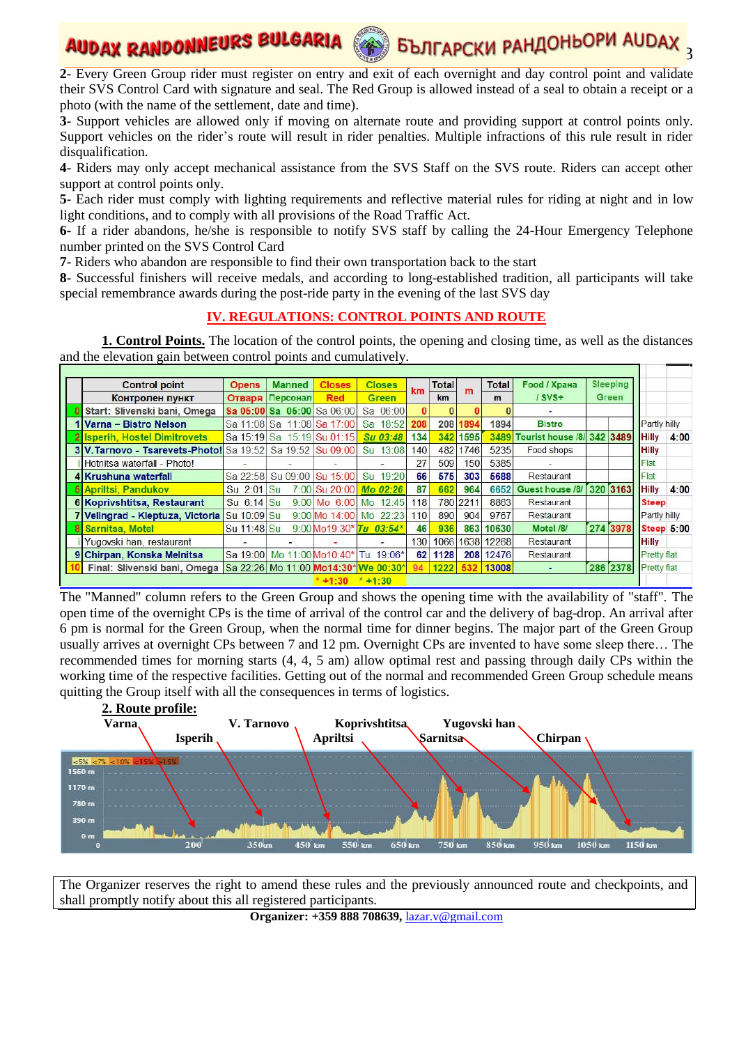**2-** Every Green Group rider must register on entry and exit of each overnight and day control point and validate their SVS Control Card with signature and seal. The Red Group is allowed instead of a seal to obtain a receipt or a photo (with the name of the settlement, date and time).

**3-** Support vehicles are allowed only if moving on alternate route and providing support at control points only. Support vehicles on the rider's route will result in rider penalties. Multiple infractions of this rule result in rider disqualification.

**4-** Riders may only accept mechanical assistance from the SVS Staff on the SVS route. Riders can accept other support at control points only.

**5-** Each rider must comply with lighting requirements and reflective material rules for riding at night and in low light conditions, and to comply with all provisions of the Road Traffic Act.

**6-** If a rider abandons, he/she is responsible to notify SVS staff by calling the 24-Hour Emergency Telephone number printed on the SVS Control Card

**7-** Riders who abandon are responsible to find their own transportation back to the start

**8-** Successful finishers will receive medals, and according to long-established tradition, all participants will take special remembrance awards during the post-ride party in the evening of the last SVS day

## IV. REGULATIONS: CONTROL POINTS AND ROUTE

**1. Control Points.** The location of the control points, the opening and closing time, as well as the distances and the elevation gain between control points and cumulatively.

| | Control point Контролен пункт | Opens Отваря | Manned Персонал | Closes Red | Closes Green | km | Total km | m | Total m | Food / Храна / SVS+ | Sleeping Green | | | |
|---|---|---|---|---|---|---|---|---|---|---|---|---|---|---|
| 0 | Start: Slivenski bani, Omega | Sa 05:00 | Sa 05:00 | Sa 06:00 | Sa 06:00 | 0 | 0 | 0 | 0 | - | | | | |
| 1 | Varna – Bistro Nelson | Sa 11:08 | Sa 11:08 | Sa 17:00 | Sa 18:52 | 208 | 208 | 1894 | 1894 | Bistro | | | Partly hilly | |
| 2 | Isperih, Hostel Dimitrovets | Sa 15:19 | Sa 15:19 | Su 01:15 | Su 03:48 | 134 | 342 | 1595 | 3489 | Tourist house /8/ | 342 | 3489 | Hilly | 4:00 |
| 3 | V.Tarnovo - Tsarevets-Photo! | Sa 19:52 | Sa 19:52 | Su 09:00 | Su 13:08 | 140 | 482 | 1746 | 5235 | Food shops | | | Hilly | |
| | Hotnitsa waterfall - Photo! | - | - | - | - | 27 | 509 | 150 | 5385 | - | | | Flat | |
| 4 | Krushuna waterfall | Sa 22:58 | Su 09:00 | Su 15:00 | Su 19:20 | 66 | 575 | 303 | 5688 | Restaurant | | | Flat | |
| 5 | Apriltsi, Pandukov | Su 2:01 | Su 7:00 | Su 20:00 | Mo 02:26 | 87 | 662 | 964 | 6652 | Guest house /8/ | 320 | 3163 | Hilly | 4:00 |
| 6 | Koprivshtitsa, Restaurant | Su 6:14 | Su 9:00 | Mo 6:00 | Mo 12:45 | 118 | 780 | 2211 | 8863 | Restaurant | | | Steep | |
| 7 | Velingrad - Kleptuza, Victoria | Su 10:09 | Su 9:00 | Mo 14:00 | Mo 22:23 | 110 | 890 | 904 | 9767 | Restaurant | | | Partly hilly | |
| 8 | Sarnitsa, Motel | Su 11:48 | Su 9:00 | Mo19:30* | Tu 03:54* | 46 | 936 | 863 | 10630 | Motel /8/ | 274 | 3978 | Steep | 5:00 |
| | Yugovski han, restaurant | - | - | - | - | 130 | 1066 | 1638 | 12268 | Restaurant | | | Hilly | |
| 9 | Chirpan, Konska Melnitsa | Sa 19:00 | Mo 11:00 | Mo10:40* | Tu 19:06* | 62 | 1128 | 208 | 12476 | Restaurant | | | Pretty flat | |
| 10 | Final: Slivenski bani, Omega | Sa 22:26 | Mo 11:00 | Mo14:30* | We 00:30* | 94 | 1222 | 532 | 13008 | - | 286 | 2378 | Pretty flat | |
| | | | | * +1:30 | * +1:30 | | | | | | | | | |

The "Manned" column refers to the Green Group and shows the opening time with the availability of "staff". The open time of the overnight CPs is the time of arrival of the control car and the delivery of bag-drop. An arrival after 6 pm is normal for the Green Group, when the normal time for dinner begins. The major part of the Green Group usually arrives at overnight CPs between 7 and 12 pm. Overnight CPs are invented to have some sleep there… The recommended times for morning starts (4, 4, 5 am) allow optimal rest and passing through daily CPs within the working time of the respective facilities. Getting out of the normal and recommended Green Group schedule means quitting the Group itself with all the consequences in terms of logistics.

**2. Route profile:**

Varna, Isperih, V. Tarnovo, Apriltsi, Koprivshtitsa, Sarnitsa, Yugovski han, Chirpan

<5% <7% <10% <15% >15%

1560 m
1170 m
780 m
390 m
0 m
0 200 350km 450 km 550 km 650 km 750 km 850 km 950 km 1050 km 1150 km

The Organizer reserves the right to amend these rules and the previously announced route and checkpoints, and shall promptly notify about this all registered participants.

**Organizer: +359 888 708639,** lazar.v@gmail.com